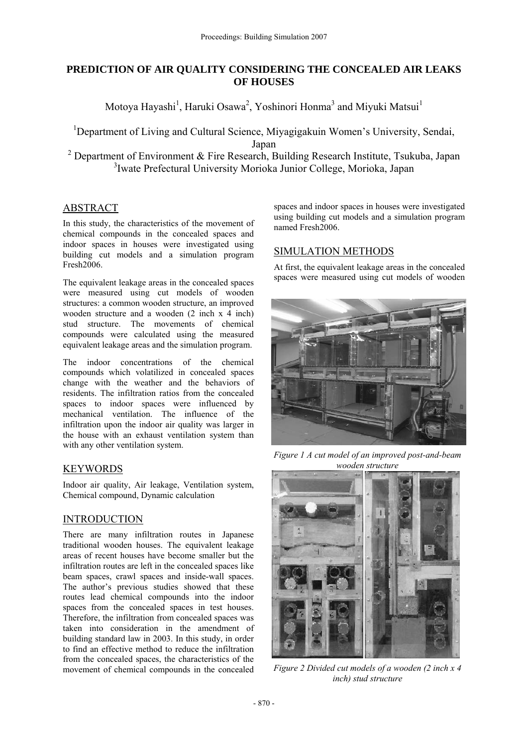# PREDICTION OF AIR QUALITY CONSIDERING THE CONCEALED AIR LEAKS OF HOUSES

Motoya Hayashi[1], Haruki Osawa[2], Yoshinori Honma[3] and Miyuki Matsui[1]

[1]Department of Living and Cultural Science, Miyagigakuin Women's University, Sendai, Japan
[2] Department of Environment & Fire Research, Building Research Institute, Tsukuba, Japan
[3]Iwate Prefectural University Morioka Junior College, Morioka, Japan

## ABSTRACT

In this study, the characteristics of the movement of chemical compounds in the concealed spaces and indoor spaces in houses were investigated using building cut models and a simulation program Fresh2006.

The equivalent leakage areas in the concealed spaces were measured using cut models of wooden structures: a common wooden structure, an improved wooden structure and a wooden (2 inch x 4 inch) stud structure. The movements of chemical compounds were calculated using the measured equivalent leakage areas and the simulation program.

The indoor concentrations of the chemical compounds which volatilized in concealed spaces change with the weather and the behaviors of residents. The infiltration ratios from the concealed spaces to indoor spaces were influenced by mechanical ventilation. The influence of the infiltration upon the indoor air quality was larger in the house with an exhaust ventilation system than with any other ventilation system.

## KEYWORDS

Indoor air quality, Air leakage, Ventilation system, Chemical compound, Dynamic calculation

## INTRODUCTION

There are many infiltration routes in Japanese traditional wooden houses. The equivalent leakage areas of recent houses have become smaller but the infiltration routes are left in the concealed spaces like beam spaces, crawl spaces and inside-wall spaces. The author's previous studies showed that these routes lead chemical compounds into the indoor spaces from the concealed spaces in test houses. Therefore, the infiltration from concealed spaces was taken into consideration in the amendment of building standard law in 2003. In this study, in order to find an effective method to reduce the infiltration from the concealed spaces, the characteristics of the movement of chemical compounds in the concealed spaces and indoor spaces in houses were investigated using building cut models and a simulation program named Fresh2006.

## SIMULATION METHODS

At first, the equivalent leakage areas in the concealed spaces were measured using cut models of wooden

*Figure 1 A cut model of an improved post-and-beam wooden structure*

*Figure 2 Divided cut models of a wooden (2 inch x 4 inch) stud structure*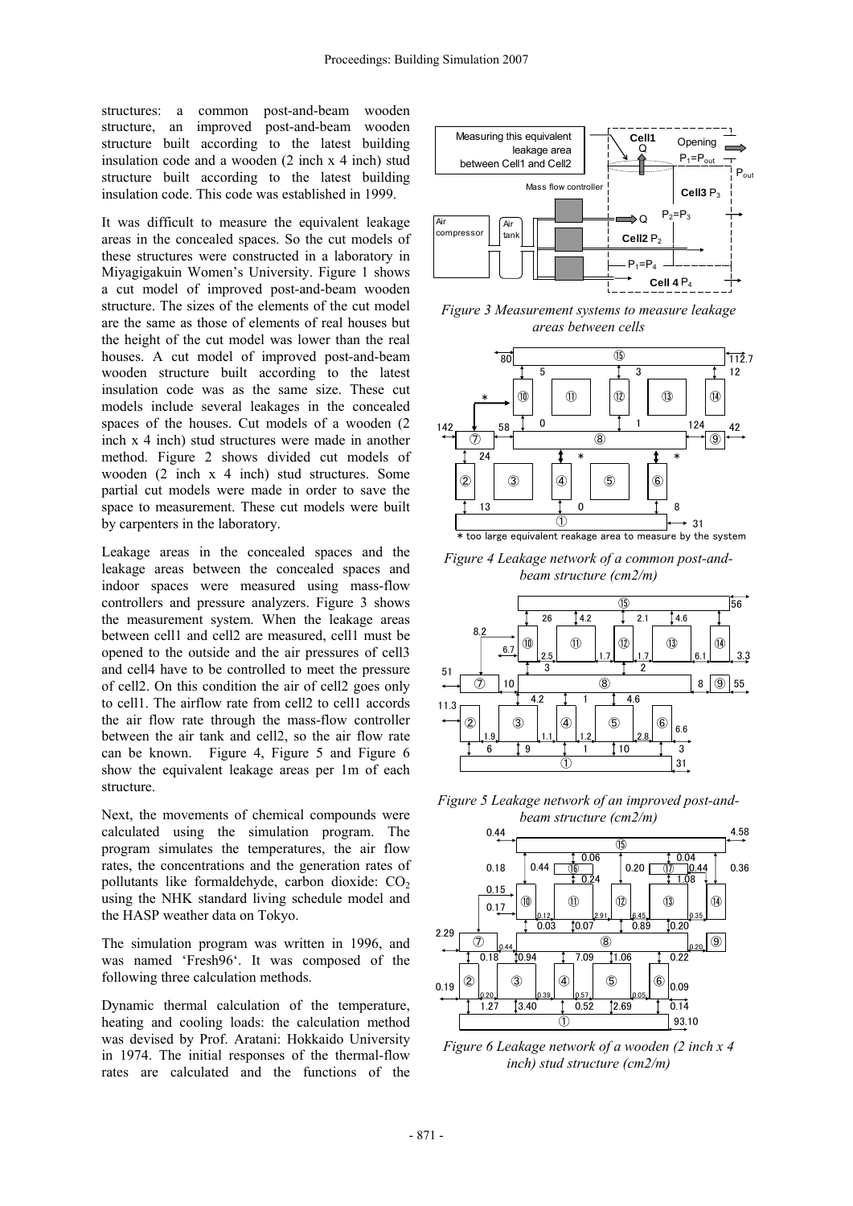structures: a common post-and-beam wooden structure, an improved post-and-beam wooden structure built according to the latest building insulation code and a wooden (2 inch x 4 inch) stud structure built according to the latest building insulation code. This code was established in 1999.

It was difficult to measure the equivalent leakage areas in the concealed spaces. So the cut models of these structures were constructed in a laboratory in Miyagigakuin Women's University. Figure 1 shows a cut model of improved post-and-beam wooden structure. The sizes of the elements of the cut model are the same as those of elements of real houses but the height of the cut model was lower than the real houses. A cut model of improved post-and-beam wooden structure built according to the latest insulation code was as the same size. These cut models include several leakages in the concealed spaces of the houses. Cut models of a wooden (2 inch x 4 inch) stud structures were made in another method. Figure 2 shows divided cut models of wooden (2 inch x 4 inch) stud structures. Some partial cut models were made in order to save the space to measurement. These cut models were built by carpenters in the laboratory.

Leakage areas in the concealed spaces and the leakage areas between the concealed spaces and indoor spaces were measured using mass-flow controllers and pressure analyzers. Figure 3 shows the measurement system. When the leakage areas between cell1 and cell2 are measured, cell1 must be opened to the outside and the air pressures of cell3 and cell4 have to be controlled to meet the pressure of cell2. On this condition the air of cell2 goes only to cell1. The airflow rate from cell2 to cell1 accords the air flow rate through the mass-flow controller between the air tank and cell2, so the air flow rate can be known. Figure 4, Figure 5 and Figure 6 show the equivalent leakage areas per 1m of each structure.

Next, the movements of chemical compounds were calculated using the simulation program. The program simulates the temperatures, the air flow rates, the concentrations and the generation rates of pollutants like formaldehyde, carbon dioxide: $CO_2$ using the NHK standard living schedule model and the HASP weather data on Tokyo.

The simulation program was written in 1996, and was named 'Fresh96'. It was composed of the following three calculation methods.

Dynamic thermal calculation of the temperature, heating and cooling loads: the calculation method was devised by Prof. Aratani: Hokkaido University in 1974. The initial responses of the thermal-flow rates are calculated and the functions of the

*Figure 3 Measurement systems to measure leakage areas between cells*

*Figure 4 Leakage network of a common post-and-beam structure (cm2/m)*

*Figure 5 Leakage network of an improved post-and-beam structure (cm2/m)*

*Figure 6 Leakage network of a wooden (2 inch x 4 inch) stud structure (cm2/m)*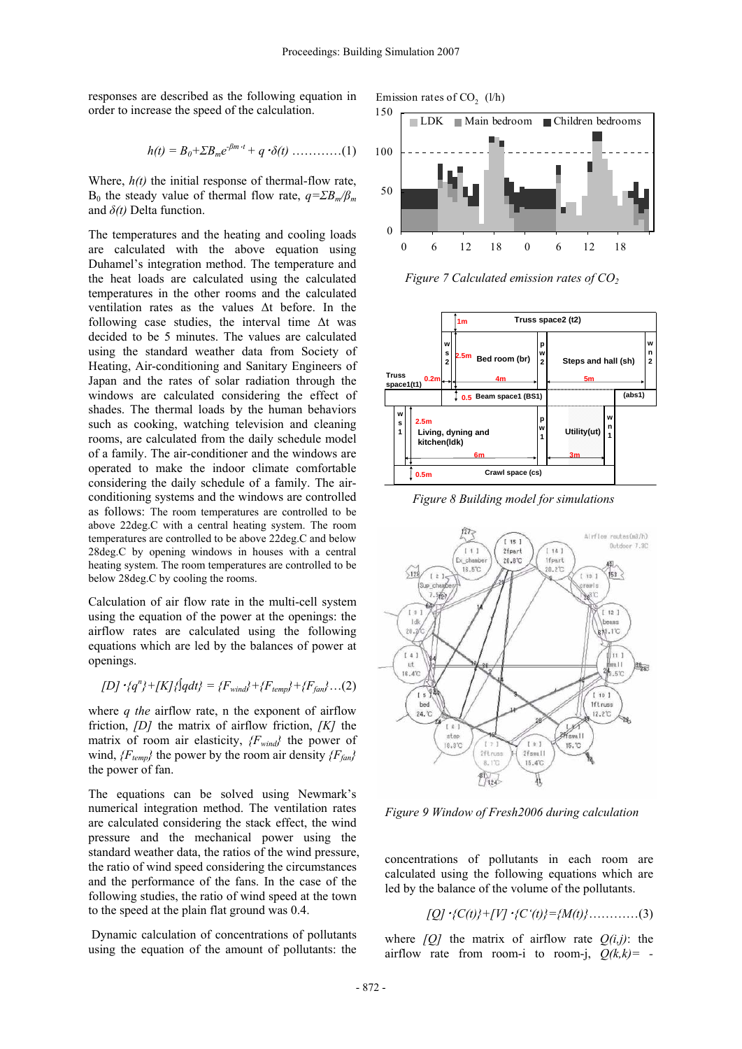responses are described as the following equation in order to increase the speed of the calculation.

$$h(t) = B_0+\Sigma B_m e^{-\beta m \cdot t} + q \cdot \delta(t) \;\ldots\ldots\ldots\ldots(1)$$

Where, $h(t)$ the initial response of thermal-flow rate, $B_0$ the steady value of thermal flow rate, $q=\Sigma B_m/\beta_m$ and $\delta(t)$ Delta function.

The temperatures and the heating and cooling loads are calculated with the above equation using Duhamel's integration method. The temperature and the heat loads are calculated using the calculated temperatures in the other rooms and the calculated ventilation rates as the values Δt before. In the following case studies, the interval time Δt was decided to be 5 minutes. The values are calculated using the standard weather data from Society of Heating, Air-conditioning and Sanitary Engineers of Japan and the rates of solar radiation through the windows are calculated considering the effect of shades. The thermal loads by the human behaviors such as cooking, watching television and cleaning rooms, are calculated from the daily schedule model of a family. The air-conditioner and the windows are operated to make the indoor climate comfortable considering the daily schedule of a family. The air-conditioning systems and the windows are controlled as follows: The room temperatures are controlled to be above 22deg.C with a central heating system. The room temperatures are controlled to be above 22deg.C and below 28deg.C by opening windows in houses with a central heating system. The room temperatures are controlled to be below 28deg.C by cooling the rooms.

Calculation of air flow rate in the multi-cell system using the equation of the power at the openings: the airflow rates are calculated using the following equations which are led by the balances of power at openings.

$$[D] \cdot \{q^n\}+[K]\{\textstyle\int qdt\} = \{F_{wind}\}+\{F_{temp}\}+\{F_{fan}\} \ldots(2)$$

where $q$ *the* airflow rate, n the exponent of airflow friction, $[D]$ the matrix of airflow friction, $[K]$ the matrix of room air elasticity, $\{F_{wind}\}$ the power of wind, $\{F_{temp}\}$ the power by the room air density $\{F_{fan}\}$ the power of fan.

The equations can be solved using Newmark's numerical integration method. The ventilation rates are calculated considering the stack effect, the wind pressure and the mechanical power using the standard weather data, the ratios of the wind pressure, the ratio of wind speed considering the circumstances and the performance of the fans. In the case of the following studies, the ratio of wind speed at the town to the speed at the plain flat ground was 0.4.

Dynamic calculation of concentrations of pollutants using the equation of the amount of pollutants: the concentrations of pollutants in each room are calculated using the following equations which are led by the balance of the volume of the pollutants.

$$[Q] \cdot \{C(t)\}+[V] \cdot \{C'(t)\}=\{M(t)\} \ldots\ldots\ldots\ldots(3)$$

where $[Q]$ the matrix of airflow rate $Q(i,j)$: the airflow rate from room-i to room-j, $Q(k,k)=$ -

Figure 7 Calculated emission rates of $CO_2$

Figure 8 Building model for simulations

Figure 9 Window of Fresh2006 during calculation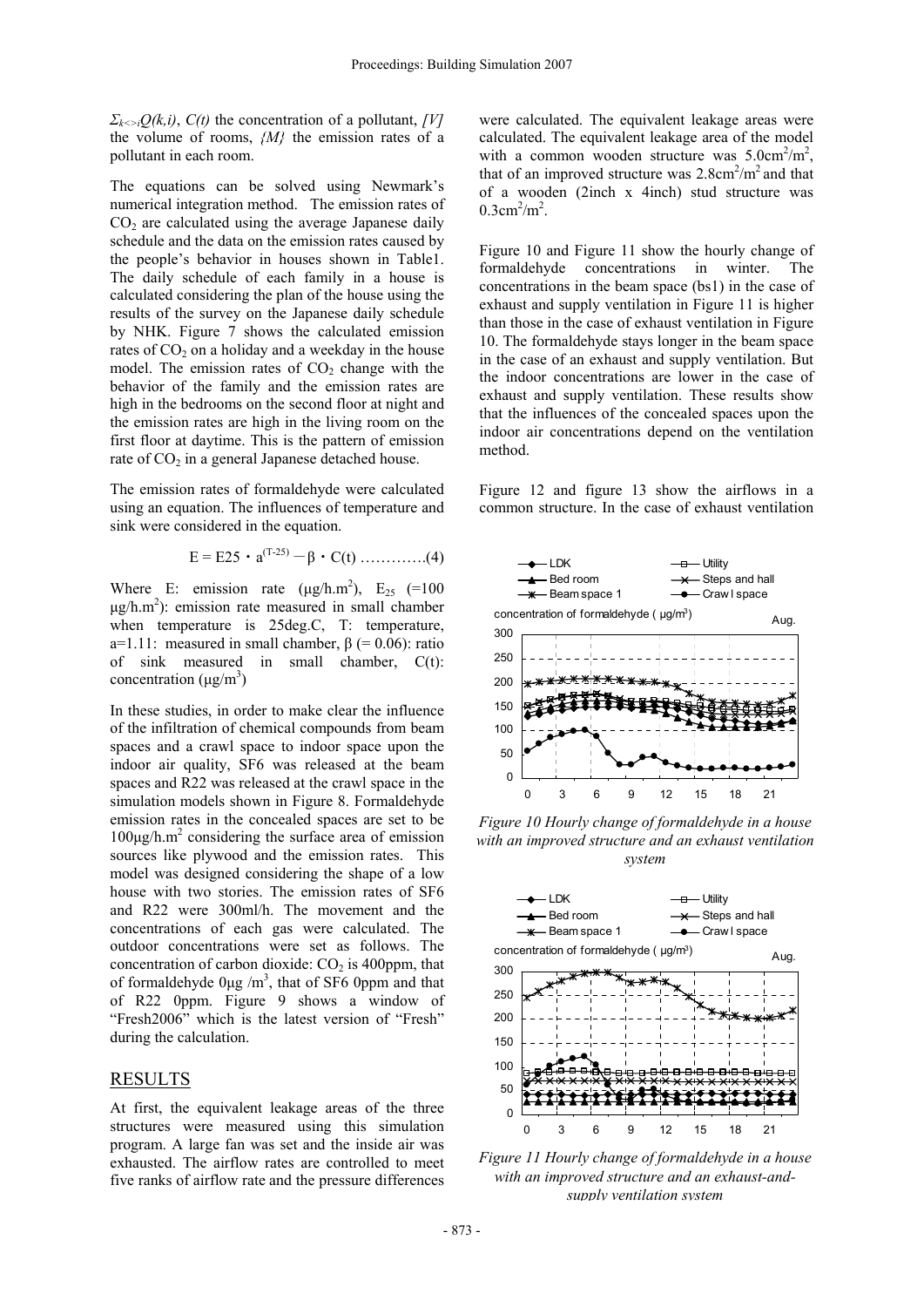$\Sigma_{k<>i}Q(k,i)$, $C(t)$ the concentration of a pollutant, $[V]$ the volume of rooms, $\{M\}$ the emission rates of a pollutant in each room.

The equations can be solved using Newmark's numerical integration method. The emission rates of $CO_2$ are calculated using the average Japanese daily schedule and the data on the emission rates caused by the people's behavior in houses shown in Table1. The daily schedule of each family in a house is calculated considering the plan of the house using the results of the survey on the Japanese daily schedule by NHK. Figure 7 shows the calculated emission rates of $CO_2$ on a holiday and a weekday in the house model. The emission rates of $CO_2$ change with the behavior of the family and the emission rates are high in the bedrooms on the second floor at night and the emission rates are high in the living room on the first floor at daytime. This is the pattern of emission rate of $CO_2$ in a general Japanese detached house.

The emission rates of formaldehyde were calculated using an equation. The influences of temperature and sink were considered in the equation.

$$E = E25 \cdot a^{(T-25)} - \beta \cdot C(t) \quad (4)$$

Where E: emission rate (μg/h.m$^2$), $E_{25}$ (=100 μg/h.m$^2$): emission rate measured in small chamber when temperature is 25deg.C, T: temperature, a=1.11: measured in small chamber, β (= 0.06): ratio of sink measured in small chamber, C(t): concentration (μg/m$^3$)

In these studies, in order to make clear the influence of the infiltration of chemical compounds from beam spaces and a crawl space to indoor space upon the indoor air quality, SF6 was released at the beam spaces and R22 was released at the crawl space in the simulation models shown in Figure 8. Formaldehyde emission rates in the concealed spaces are set to be 100μg/h.m$^2$ considering the surface area of emission sources like plywood and the emission rates. This model was designed considering the shape of a low house with two stories. The emission rates of SF6 and R22 were 300ml/h. The movement and the concentrations of each gas were calculated. The outdoor concentrations were set as follows. The concentration of carbon dioxide: $CO_2$ is 400ppm, that of formaldehyde 0μg /m$^3$, that of SF6 0ppm and that of R22 0ppm. Figure 9 shows a window of "Fresh2006" which is the latest version of "Fresh" during the calculation.

## RESULTS

At first, the equivalent leakage areas of the three structures were measured using this simulation program. A large fan was set and the inside air was exhausted. The airflow rates are controlled to meet five ranks of airflow rate and the pressure differences were calculated. The equivalent leakage areas were calculated. The equivalent leakage area of the model with a common wooden structure was 5.0cm$^2$/m$^2$, that of an improved structure was 2.8cm$^2$/m$^2$ and that of a wooden (2inch x 4inch) stud structure was 0.3cm$^2$/m$^2$.

Figure 10 and Figure 11 show the hourly change of formaldehyde concentrations in winter. The concentrations in the beam space (bs1) in the case of exhaust and supply ventilation in Figure 11 is higher than those in the case of exhaust ventilation in Figure 10. The formaldehyde stays longer in the beam space in the case of an exhaust and supply ventilation. But the indoor concentrations are lower in the case of exhaust and supply ventilation. These results show that the influences of the concealed spaces upon the indoor air concentrations depend on the ventilation method.

Figure 12 and figure 13 show the airflows in a common structure. In the case of exhaust ventilation

*Figure 10 Hourly change of formaldehyde in a house with an improved structure and an exhaust ventilation system*

*Figure 11 Hourly change of formaldehyde in a house with an improved structure and an exhaust-and-supply ventilation system*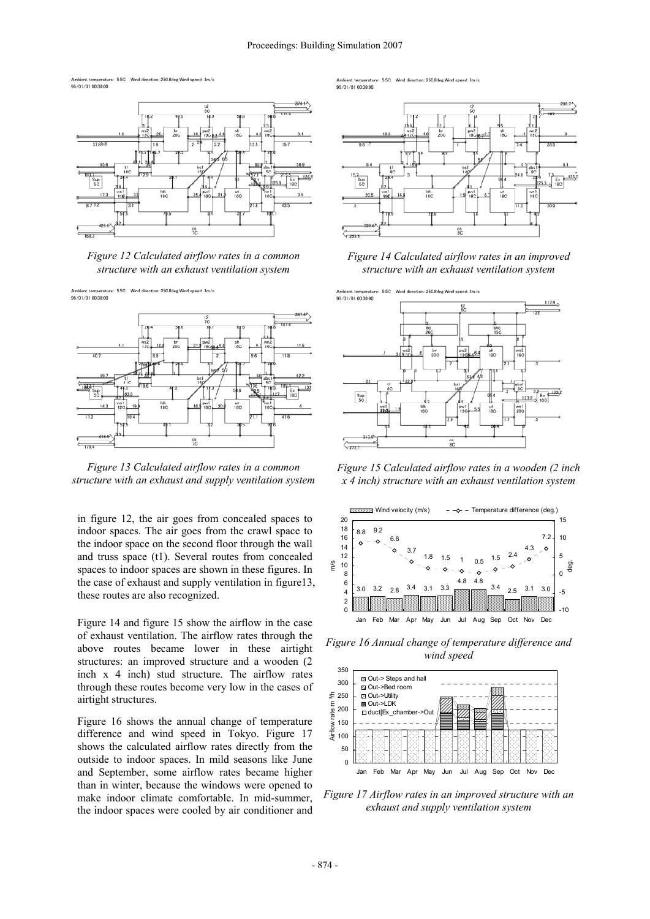*Figure 12 Calculated airflow rates in a common structure with an exhaust ventilation system*

*Figure 13 Calculated airflow rates in a common structure with an exhaust and supply ventilation system*

in figure 12, the air goes from concealed spaces to indoor spaces. The air goes from the crawl space to the indoor space on the second floor through the wall and truss space (t1). Several routes from concealed spaces to indoor spaces are shown in these figures. In the case of exhaust and supply ventilation in figure13, these routes are also recognized.

Figure 14 and figure 15 show the airflow in the case of exhaust ventilation. The airflow rates through the above routes became lower in these airtight structures: an improved structure and a wooden (2 inch x 4 inch) stud structure. The airflow rates through these routes become very low in the cases of airtight structures.

Figure 16 shows the annual change of temperature difference and wind speed in Tokyo. Figure 17 shows the calculated airflow rates directly from the outside to indoor spaces. In mild seasons like June and September, some airflow rates became higher than in winter, because the windows were opened to make indoor climate comfortable. In mid-summer, the indoor spaces were cooled by air conditioner and

*Figure 14 Calculated airflow rates in an improved structure with an exhaust ventilation system*

*Figure 15 Calculated airflow rates in a wooden (2 inch x 4 inch) structure with an exhaust ventilation system*

*Figure 16 Annual change of temperature difference and wind speed*

*Figure 17 Airflow rates in an improved structure with an exhaust and supply ventilation system*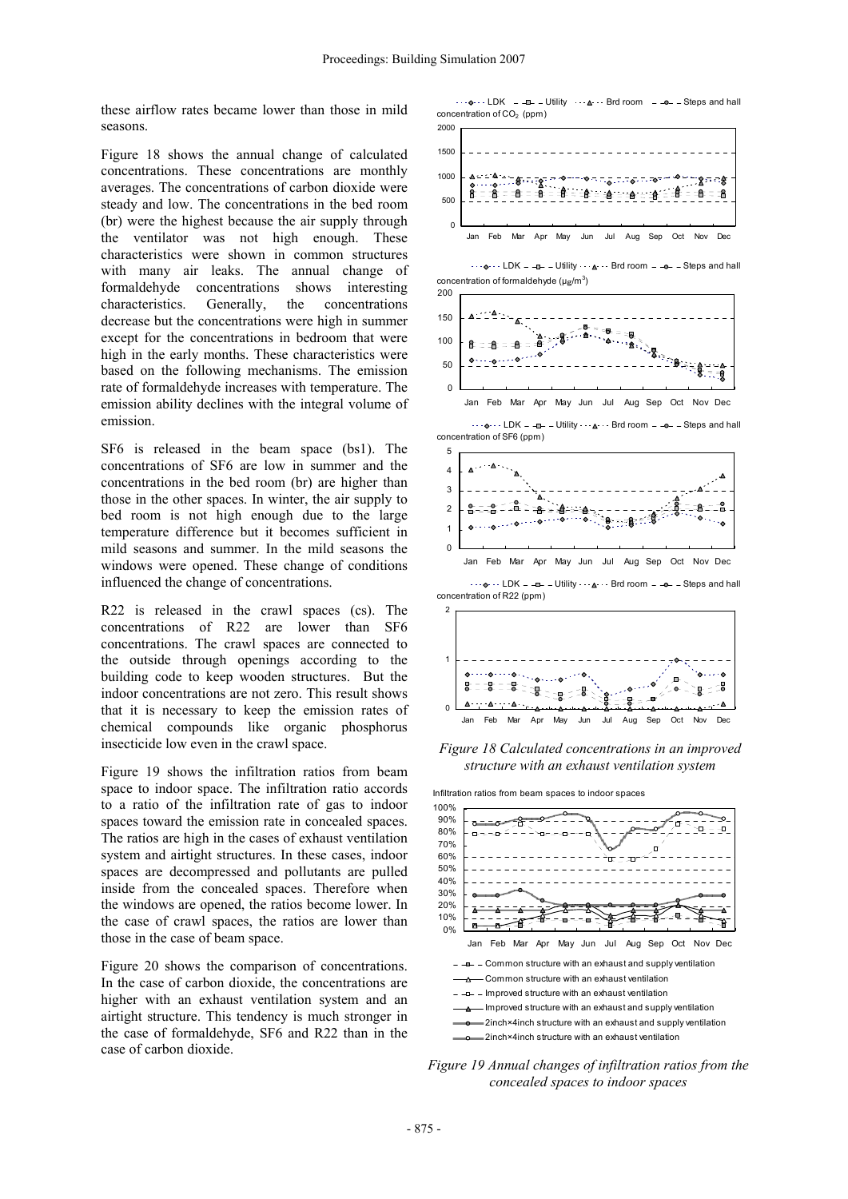these airflow rates became lower than those in mild seasons.

Figure 18 shows the annual change of calculated concentrations. These concentrations are monthly averages. The concentrations of carbon dioxide were steady and low. The concentrations in the bed room (br) were the highest because the air supply through the ventilator was not high enough. These characteristics were shown in common structures with many air leaks. The annual change of formaldehyde concentrations shows interesting characteristics. Generally, the concentrations decrease but the concentrations were high in summer except for the concentrations in bedroom that were high in the early months. These characteristics were based on the following mechanisms. The emission rate of formaldehyde increases with temperature. The emission ability declines with the integral volume of emission.

SF6 is released in the beam space (bs1). The concentrations of SF6 are low in summer and the concentrations in the bed room (br) are higher than those in the other spaces. In winter, the air supply to bed room is not high enough due to the large temperature difference but it becomes sufficient in mild seasons and summer. In the mild seasons the windows were opened. These change of conditions influenced the change of concentrations.

R22 is released in the crawl spaces (cs). The concentrations of R22 are lower than SF6 concentrations. The crawl spaces are connected to the outside through openings according to the building code to keep wooden structures. But the indoor concentrations are not zero. This result shows that it is necessary to keep the emission rates of chemical compounds like organic phosphorus insecticide low even in the crawl space.

Figure 19 shows the infiltration ratios from beam space to indoor space. The infiltration ratio accords to a ratio of the infiltration rate of gas to indoor spaces toward the emission rate in concealed spaces. The ratios are high in the cases of exhaust ventilation system and airtight structures. In these cases, indoor spaces are decompressed and pollutants are pulled inside from the concealed spaces. Therefore when the windows are opened, the ratios become lower. In the case of crawl spaces, the ratios are lower than those in the case of beam space.

Figure 20 shows the comparison of concentrations. In the case of carbon dioxide, the concentrations are higher with an exhaust ventilation system and an airtight structure. This tendency is much stronger in the case of formaldehyde, SF6 and R22 than in the case of carbon dioxide.

*Figure 18 Calculated concentrations in an improved structure with an exhaust ventilation system*

*Figure 19 Annual changes of infiltration ratios from the concealed spaces to indoor spaces*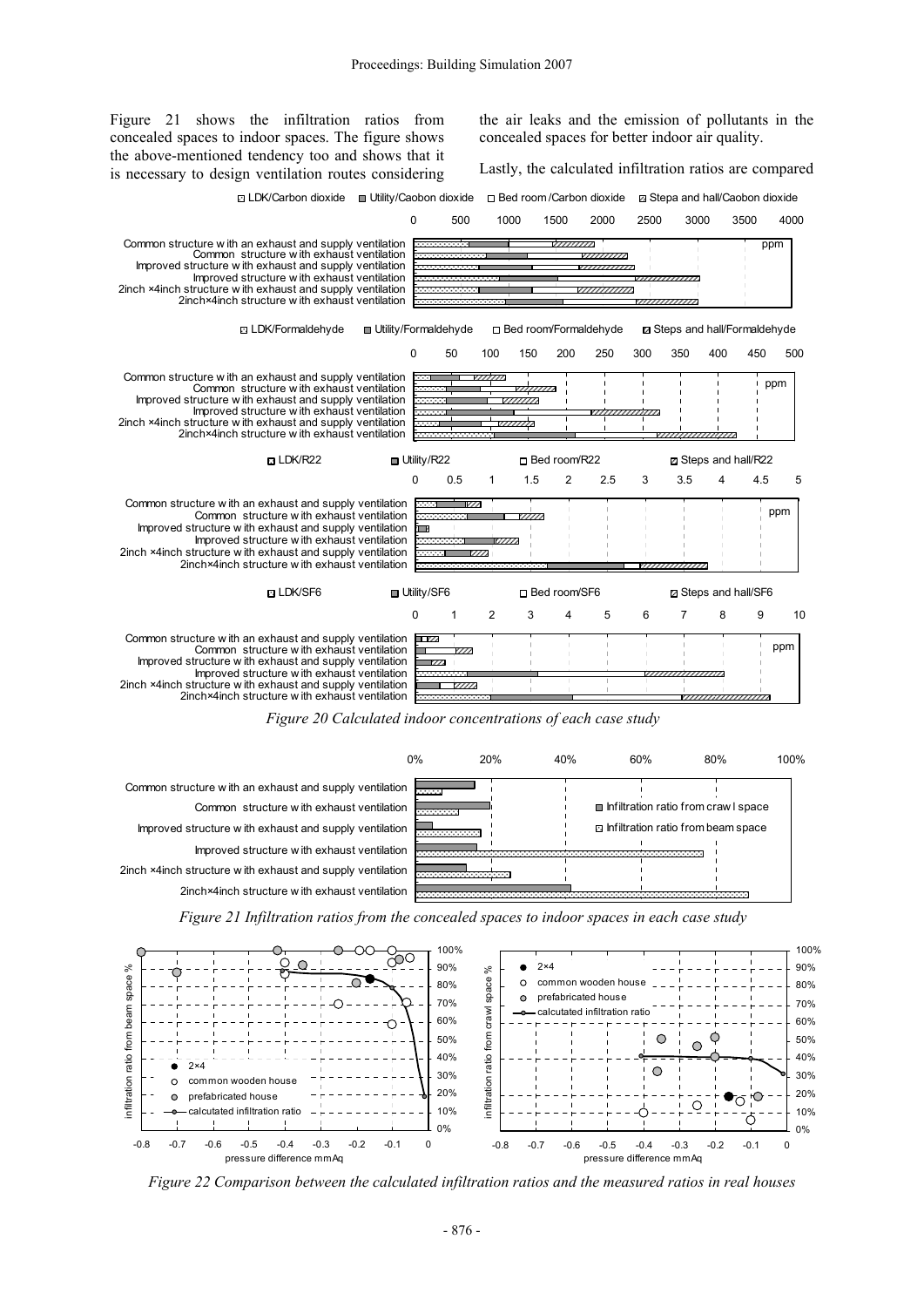Figure 21 shows the infiltration ratios from concealed spaces to indoor spaces. The figure shows the above-mentioned tendency too and shows that it is necessary to design ventilation routes considering the air leaks and the emission of pollutants in the concealed spaces for better indoor air quality.

Lastly, the calculated infiltration ratios are compared

*Figure 20 Calculated indoor concentrations of each case study*

*Figure 21 Infiltration ratios from the concealed spaces to indoor spaces in each case study*

*Figure 22 Comparison between the calculated infiltration ratios and the measured ratios in real houses*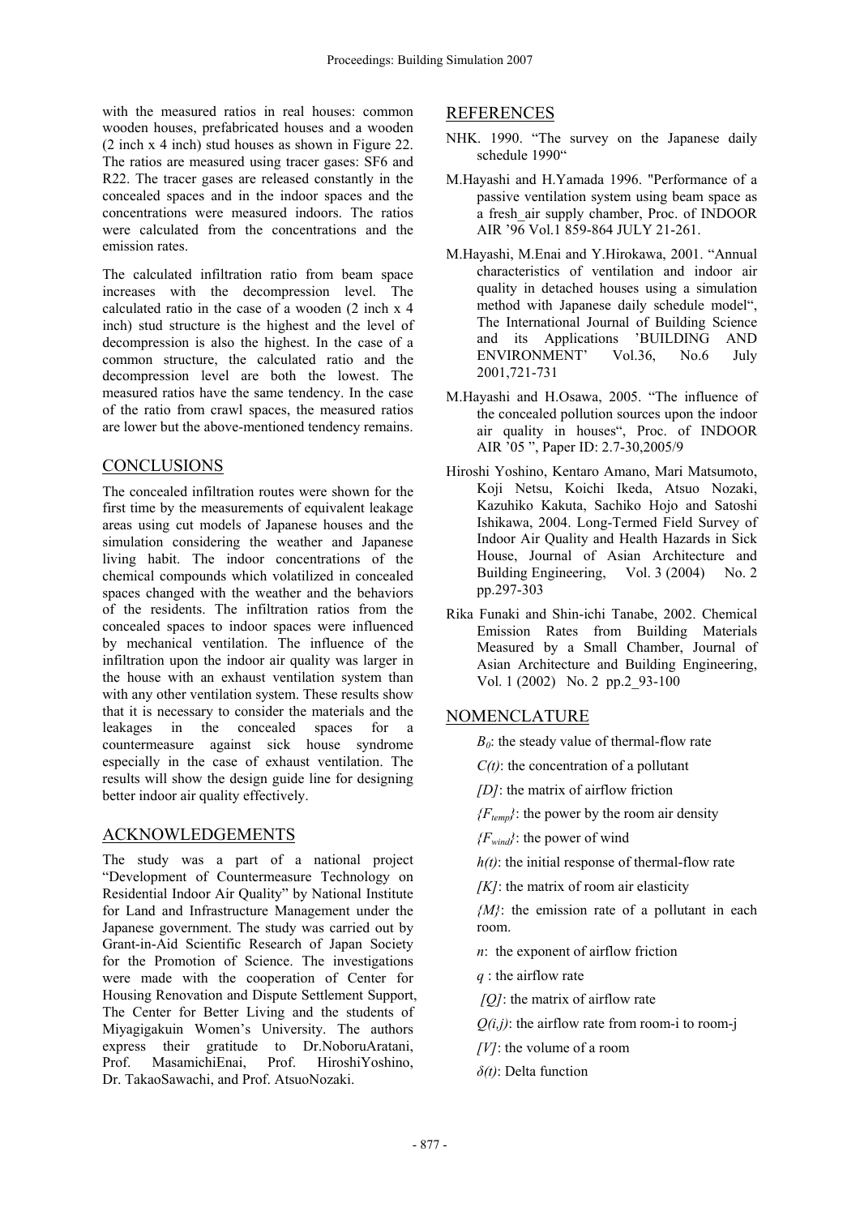with the measured ratios in real houses: common wooden houses, prefabricated houses and a wooden (2 inch x 4 inch) stud houses as shown in Figure 22. The ratios are measured using tracer gases: $SF_6$ and R22. The tracer gases are released constantly in the concealed spaces and in the indoor spaces and the concentrations were measured indoors. The ratios were calculated from the concentrations and the emission rates.

The calculated infiltration ratio from beam space increases with the decompression level. The calculated ratio in the case of a wooden (2 inch x 4 inch) stud structure is the highest and the level of decompression is also the highest. In the case of a common structure, the calculated ratio and the decompression level are both the lowest. The measured ratios have the same tendency. In the case of the ratio from crawl spaces, the measured ratios are lower but the above-mentioned tendency remains.

## CONCLUSIONS

The concealed infiltration routes were shown for the first time by the measurements of equivalent leakage areas using cut models of Japanese houses and the simulation considering the weather and Japanese living habit. The indoor concentrations of the chemical compounds which volatilized in concealed spaces changed with the weather and the behaviors of the residents. The infiltration ratios from the concealed spaces to indoor spaces were influenced by mechanical ventilation. The influence of the infiltration upon the indoor air quality was larger in the house with an exhaust ventilation system than with any other ventilation system. These results show that it is necessary to consider the materials and the leakages in the concealed spaces for a countermeasure against sick house syndrome especially in the case of exhaust ventilation. The results will show the design guide line for designing better indoor air quality effectively.

## ACKNOWLEDGEMENTS

The study was a part of a national project "Development of Countermeasure Technology on Residential Indoor Air Quality" by National Institute for Land and Infrastructure Management under the Japanese government. The study was carried out by Grant-in-Aid Scientific Research of Japan Society for the Promotion of Science. The investigations were made with the cooperation of Center for Housing Renovation and Dispute Settlement Support, The Center for Better Living and the students of Miyagigakuin Women's University. The authors express their gratitude to Dr.NoboruAratani, Prof. MasamichiEnai, Prof. HiroshiYoshino, Dr. TakaoSawachi, and Prof. AtsuoNozaki.

## REFERENCES

NHK. 1990. "The survey on the Japanese daily schedule 1990"

M.Hayashi and H.Yamada 1996. "Performance of a passive ventilation system using beam space as a fresh_air supply chamber, Proc. of INDOOR AIR '96 Vol.1 859-864 JULY 21-261.

M.Hayashi, M.Enai and Y.Hirokawa, 2001. "Annual characteristics of ventilation and indoor air quality in detached houses using a simulation method with Japanese daily schedule model", The International Journal of Building Science and its Applications 'BUILDING AND ENVIRONMENT' Vol.36, No.6 July 2001,721-731

M.Hayashi and H.Osawa, 2005. "The influence of the concealed pollution sources upon the indoor air quality in houses", Proc. of INDOOR AIR '05 ", Paper ID: 2.7-30,2005/9

Hiroshi Yoshino, Kentaro Amano, Mari Matsumoto, Koji Netsu, Koichi Ikeda, Atsuo Nozaki, Kazuhiko Kakuta, Sachiko Hojo and Satoshi Ishikawa, 2004. Long-Termed Field Survey of Indoor Air Quality and Health Hazards in Sick House, Journal of Asian Architecture and Building Engineering, Vol. 3 (2004) No. 2 pp.297-303

Rika Funaki and Shin-ichi Tanabe, 2002. Chemical Emission Rates from Building Materials Measured by a Small Chamber, Journal of Asian Architecture and Building Engineering, Vol. 1 (2002) No. 2 pp.2_93-100

## NOMENCLATURE

$B_0$: the steady value of thermal-flow rate

$C(t)$: the concentration of a pollutant

$[D]$: the matrix of airflow friction

$\{F_{temp}\}$: the power by the room air density

$\{F_{wind}\}$: the power of wind

$h(t)$: the initial response of thermal-flow rate

$[K]$: the matrix of room air elasticity

$\{M\}$: the emission rate of a pollutant in each room.

$n$: the exponent of airflow friction

$q$ : the airflow rate

$[Q]$: the matrix of airflow rate

$Q(i,j)$: the airflow rate from room-i to room-j

$[V]$: the volume of a room

$\delta(t)$: Delta function